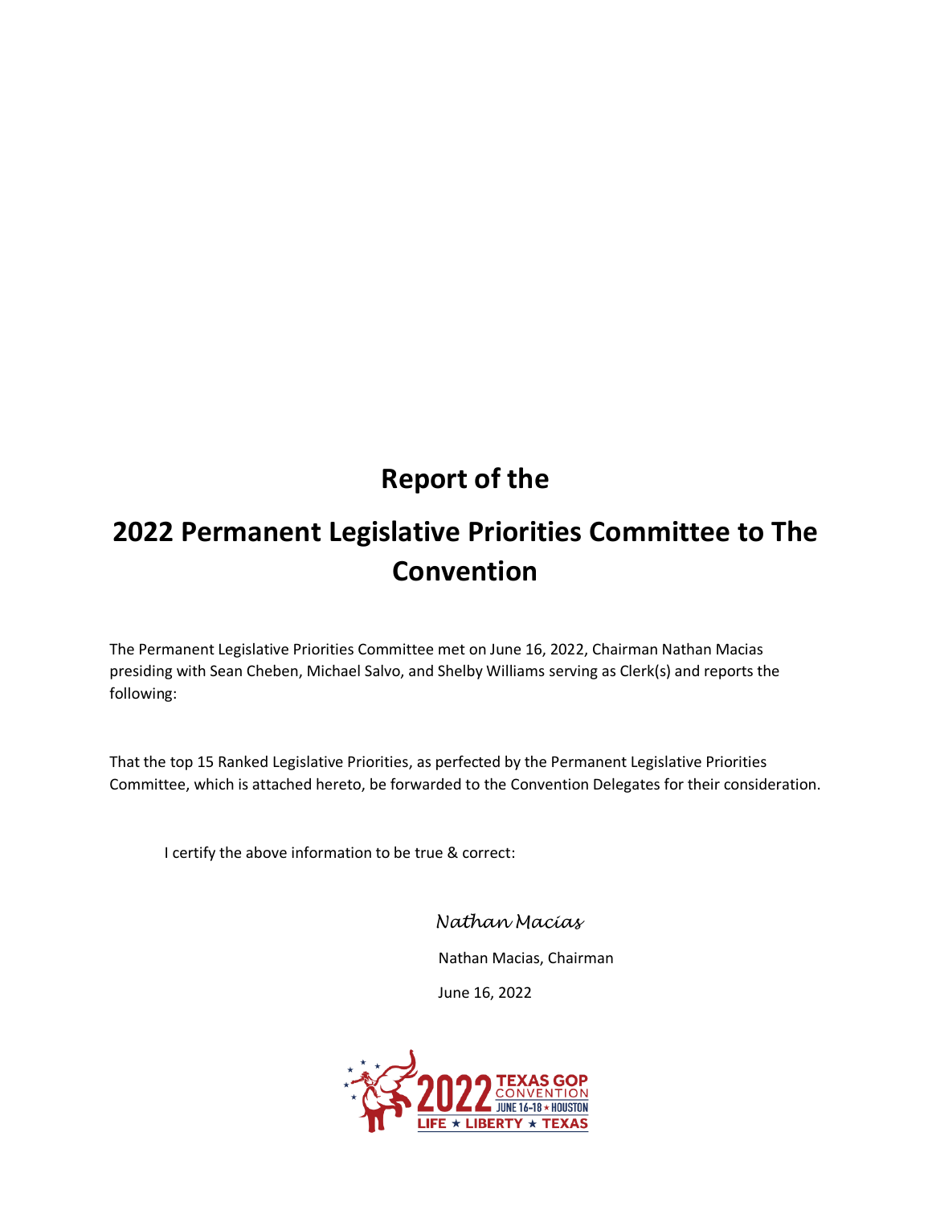# Report of the

# 2022 Permanent Legislative Priorities Committee to The Convention

The Permanent Legislative Priorities Committee met on June 16, 2022, Chairman Nathan Macias presiding with Sean Cheben, Michael Salvo, and Shelby Williams serving as Clerk(s) and reports the following:

That the top 15 Ranked Legislative Priorities, as perfected by the Permanent Legislative Priorities Committee, which is attached hereto, be forwarded to the Convention Delegates for their consideration.

I certify the above information to be true & correct:

*Nathan Macias*

Nathan Macias, Chairman

June 16, 2022

2022 TEXAS GOP CONVENTION JUNE 16-18 ★ HOUSTON LIFE ★ LIBERTY ★ TEXAS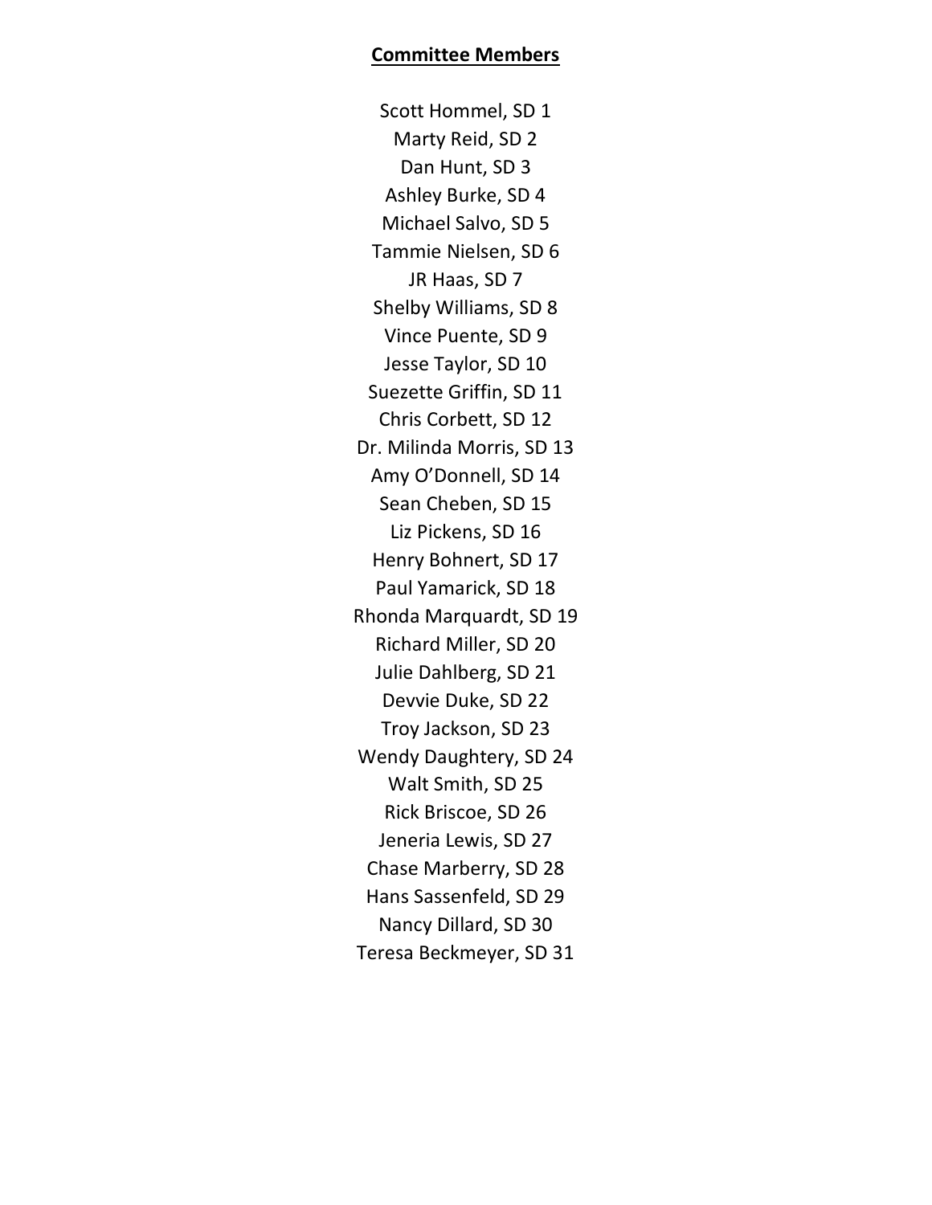**Committee Members**

Scott Hommel, SD 1
Marty Reid, SD 2
Dan Hunt, SD 3
Ashley Burke, SD 4
Michael Salvo, SD 5
Tammie Nielsen, SD 6
JR Haas, SD 7
Shelby Williams, SD 8
Vince Puente, SD 9
Jesse Taylor, SD 10
Suezette Griffin, SD 11
Chris Corbett, SD 12
Dr. Milinda Morris, SD 13
Amy O'Donnell, SD 14
Sean Cheben, SD 15
Liz Pickens, SD 16
Henry Bohnert, SD 17
Paul Yamarick, SD 18
Rhonda Marquardt, SD 19
Richard Miller, SD 20
Julie Dahlberg, SD 21
Devvie Duke, SD 22
Troy Jackson, SD 23
Wendy Daughtery, SD 24
Walt Smith, SD 25
Rick Briscoe, SD 26
Jeneria Lewis, SD 27
Chase Marberry, SD 28
Hans Sassenfeld, SD 29
Nancy Dillard, SD 30
Teresa Beckmeyer, SD 31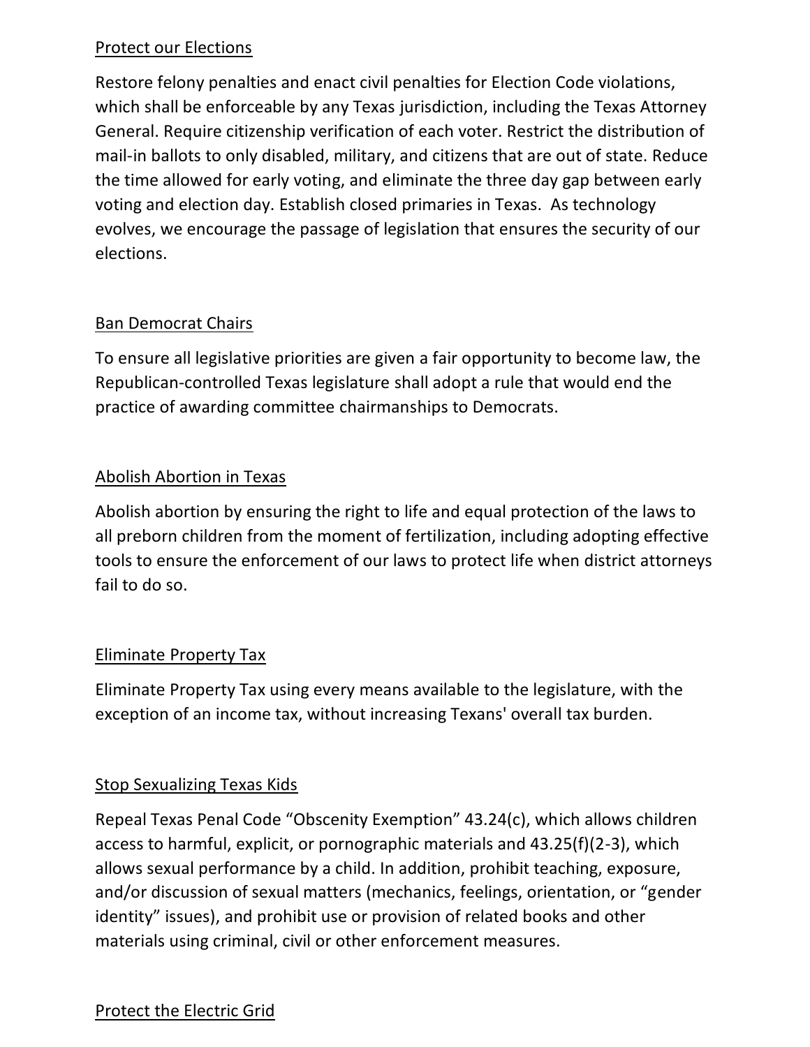## Protect our Elections

Restore felony penalties and enact civil penalties for Election Code violations, which shall be enforceable by any Texas jurisdiction, including the Texas Attorney General. Require citizenship verification of each voter. Restrict the distribution of mail-in ballots to only disabled, military, and citizens that are out of state. Reduce the time allowed for early voting, and eliminate the three day gap between early voting and election day. Establish closed primaries in Texas. As technology evolves, we encourage the passage of legislation that ensures the security of our elections.

## Ban Democrat Chairs

To ensure all legislative priorities are given a fair opportunity to become law, the Republican-controlled Texas legislature shall adopt a rule that would end the practice of awarding committee chairmanships to Democrats.

## Abolish Abortion in Texas

Abolish abortion by ensuring the right to life and equal protection of the laws to all preborn children from the moment of fertilization, including adopting effective tools to ensure the enforcement of our laws to protect life when district attorneys fail to do so.

## Eliminate Property Tax

Eliminate Property Tax using every means available to the legislature, with the exception of an income tax, without increasing Texans' overall tax burden.

## Stop Sexualizing Texas Kids

Repeal Texas Penal Code "Obscenity Exemption" 43.24(c), which allows children access to harmful, explicit, or pornographic materials and 43.25(f)(2-3), which allows sexual performance by a child. In addition, prohibit teaching, exposure, and/or discussion of sexual matters (mechanics, feelings, orientation, or "gender identity" issues), and prohibit use or provision of related books and other materials using criminal, civil or other enforcement measures.

## Protect the Electric Grid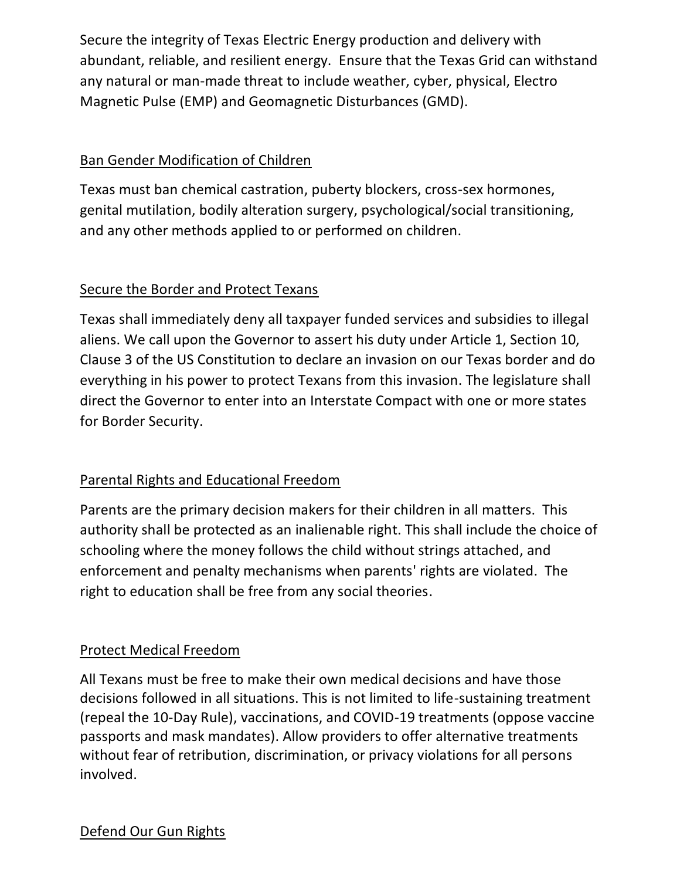Secure the integrity of Texas Electric Energy production and delivery with abundant, reliable, and resilient energy. Ensure that the Texas Grid can withstand any natural or man-made threat to include weather, cyber, physical, Electro Magnetic Pulse (EMP) and Geomagnetic Disturbances (GMD).

## Ban Gender Modification of Children

Texas must ban chemical castration, puberty blockers, cross-sex hormones, genital mutilation, bodily alteration surgery, psychological/social transitioning, and any other methods applied to or performed on children.

## Secure the Border and Protect Texans

Texas shall immediately deny all taxpayer funded services and subsidies to illegal aliens. We call upon the Governor to assert his duty under Article 1, Section 10, Clause 3 of the US Constitution to declare an invasion on our Texas border and do everything in his power to protect Texans from this invasion. The legislature shall direct the Governor to enter into an Interstate Compact with one or more states for Border Security.

## Parental Rights and Educational Freedom

Parents are the primary decision makers for their children in all matters. This authority shall be protected as an inalienable right. This shall include the choice of schooling where the money follows the child without strings attached, and enforcement and penalty mechanisms when parents' rights are violated. The right to education shall be free from any social theories.

## Protect Medical Freedom

All Texans must be free to make their own medical decisions and have those decisions followed in all situations. This is not limited to life-sustaining treatment (repeal the 10-Day Rule), vaccinations, and COVID-19 treatments (oppose vaccine passports and mask mandates). Allow providers to offer alternative treatments without fear of retribution, discrimination, or privacy violations for all persons involved.

## Defend Our Gun Rights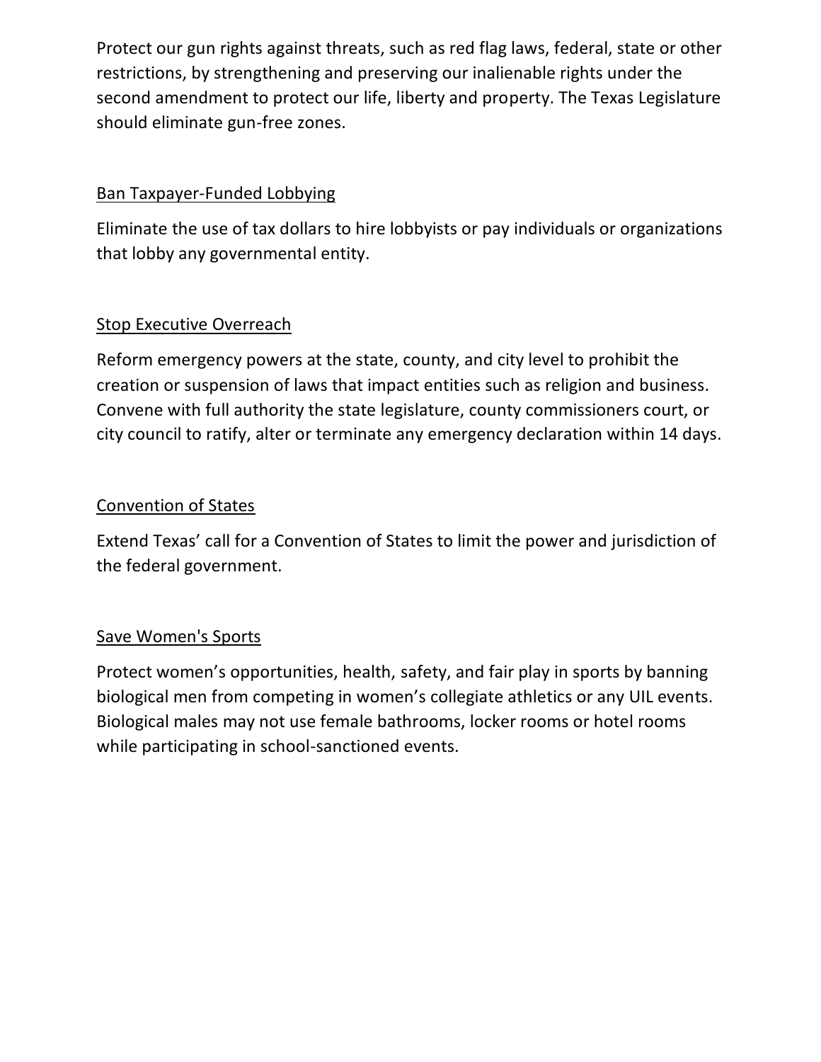Protect our gun rights against threats, such as red flag laws, federal, state or other restrictions, by strengthening and preserving our inalienable rights under the second amendment to protect our life, liberty and property. The Texas Legislature should eliminate gun-free zones.

### Ban Taxpayer-Funded Lobbying

Eliminate the use of tax dollars to hire lobbyists or pay individuals or organizations that lobby any governmental entity.

### Stop Executive Overreach

Reform emergency powers at the state, county, and city level to prohibit the creation or suspension of laws that impact entities such as religion and business. Convene with full authority the state legislature, county commissioners court, or city council to ratify, alter or terminate any emergency declaration within 14 days.

### Convention of States

Extend Texas' call for a Convention of States to limit the power and jurisdiction of the federal government.

### Save Women's Sports

Protect women's opportunities, health, safety, and fair play in sports by banning biological men from competing in women's collegiate athletics or any UIL events. Biological males may not use female bathrooms, locker rooms or hotel rooms while participating in school-sanctioned events.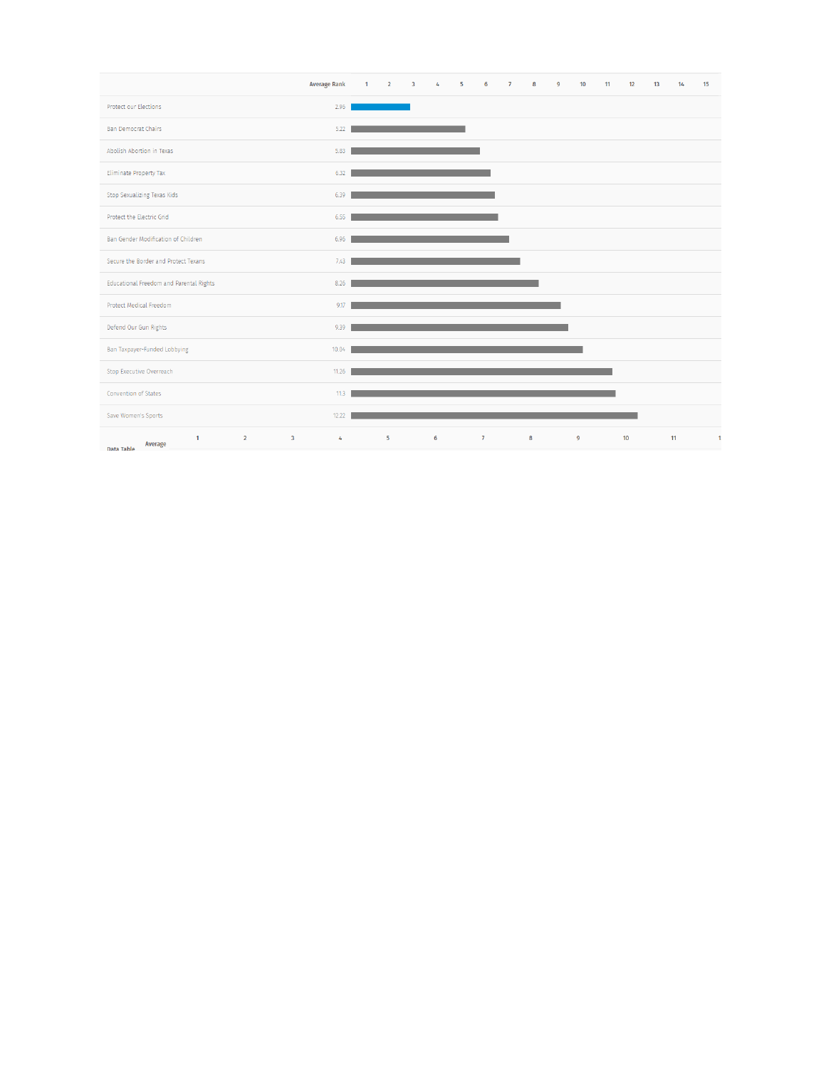Average Rank

1 2 3 4 5 6 7 8 9 10 11 12 13 14 15

Protect our Elections 2.96

Ban Democrat Chairs 5.22

Abolish Abortion in Texas 5.83

Eliminate Property Tax 6.32

Stop Sexualizing Texas Kids 6.39

Protect the Electric Grid 6.55

Ban Gender Modification of Children 6.96

Secure the Border and Protect Texans 7.43

Educational Freedom and Parental Rights 8.26

Protect Medical Freedom 9.17

Defend Our Gun Rights 9.39

Ban Taxpayer-Funded Lobbying 10.04

Stop Executive Overreach 11.26

Convention of States 11.3

Save Women's Sports 12.22

Data Table

Average

1 2 3 4 5 6 7 8 9 10 11 1